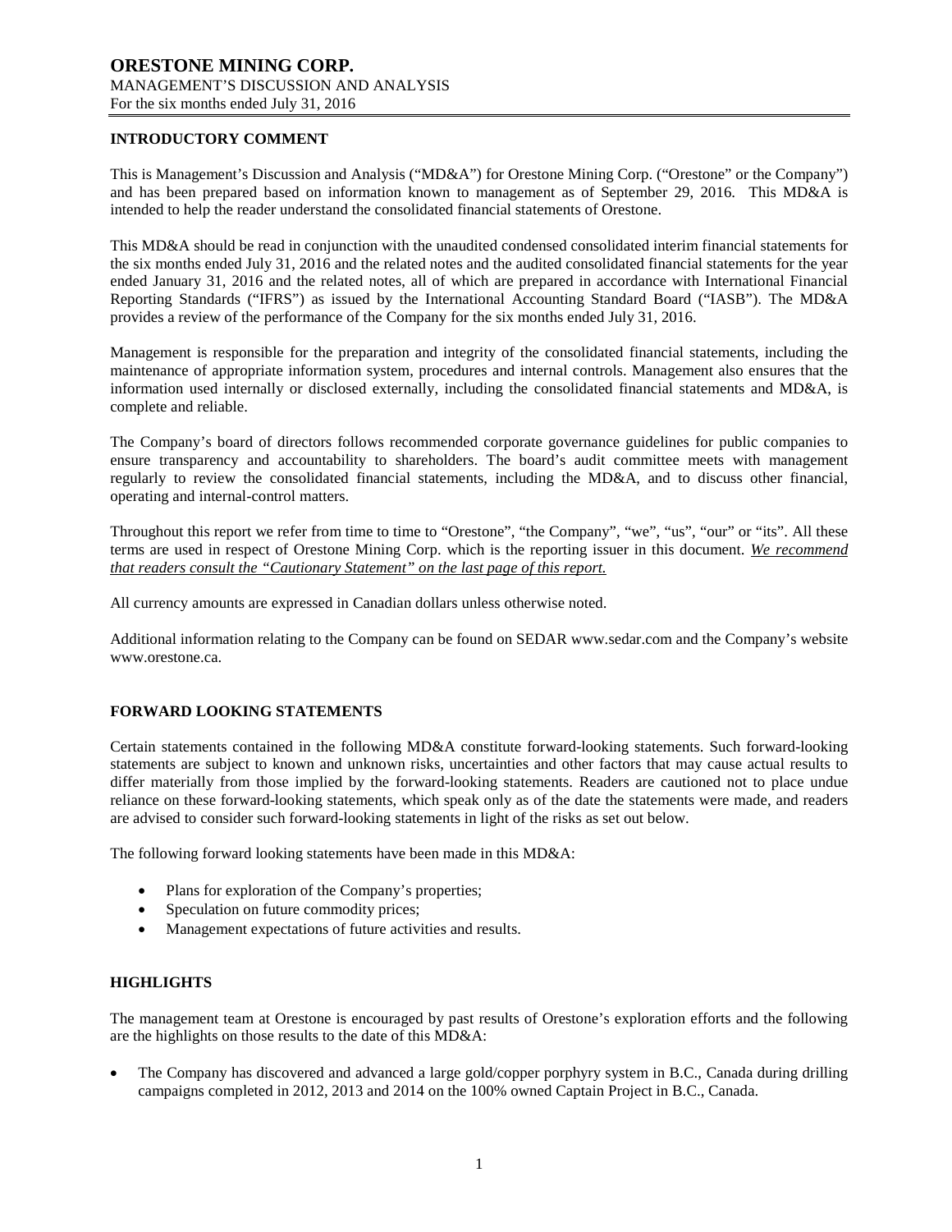# ORESTONE MINING CORP.

MANAGEMENT'S DISCUSSION AND ANALYSIS
For the six months ended July 31, 2016

## INTRODUCTORY COMMENT

This is Management's Discussion and Analysis ("MD&A") for Orestone Mining Corp. ("Orestone" or the Company") and has been prepared based on information known to management as of September 29, 2016. This MD&A is intended to help the reader understand the consolidated financial statements of Orestone.

This MD&A should be read in conjunction with the unaudited condensed consolidated interim financial statements for the six months ended July 31, 2016 and the related notes and the audited consolidated financial statements for the year ended January 31, 2016 and the related notes, all of which are prepared in accordance with International Financial Reporting Standards ("IFRS") as issued by the International Accounting Standard Board ("IASB"). The MD&A provides a review of the performance of the Company for the six months ended July 31, 2016.

Management is responsible for the preparation and integrity of the consolidated financial statements, including the maintenance of appropriate information system, procedures and internal controls. Management also ensures that the information used internally or disclosed externally, including the consolidated financial statements and MD&A, is complete and reliable.

The Company's board of directors follows recommended corporate governance guidelines for public companies to ensure transparency and accountability to shareholders. The board's audit committee meets with management regularly to review the consolidated financial statements, including the MD&A, and to discuss other financial, operating and internal-control matters.

Throughout this report we refer from time to time to "Orestone", "the Company", "we", "us", "our" or "its". All these terms are used in respect of Orestone Mining Corp. which is the reporting issuer in this document. *We recommend that readers consult the "Cautionary Statement" on the last page of this report.*

All currency amounts are expressed in Canadian dollars unless otherwise noted.

Additional information relating to the Company can be found on SEDAR www.sedar.com and the Company's website www.orestone.ca.

## FORWARD LOOKING STATEMENTS

Certain statements contained in the following MD&A constitute forward-looking statements. Such forward-looking statements are subject to known and unknown risks, uncertainties and other factors that may cause actual results to differ materially from those implied by the forward-looking statements. Readers are cautioned not to place undue reliance on these forward-looking statements, which speak only as of the date the statements were made, and readers are advised to consider such forward-looking statements in light of the risks as set out below.

The following forward looking statements have been made in this MD&A:

- Plans for exploration of the Company's properties;
- Speculation on future commodity prices;
- Management expectations of future activities and results.

## HIGHLIGHTS

The management team at Orestone is encouraged by past results of Orestone's exploration efforts and the following are the highlights on those results to the date of this MD&A:

- The Company has discovered and advanced a large gold/copper porphyry system in B.C., Canada during drilling campaigns completed in 2012, 2013 and 2014 on the 100% owned Captain Project in B.C., Canada.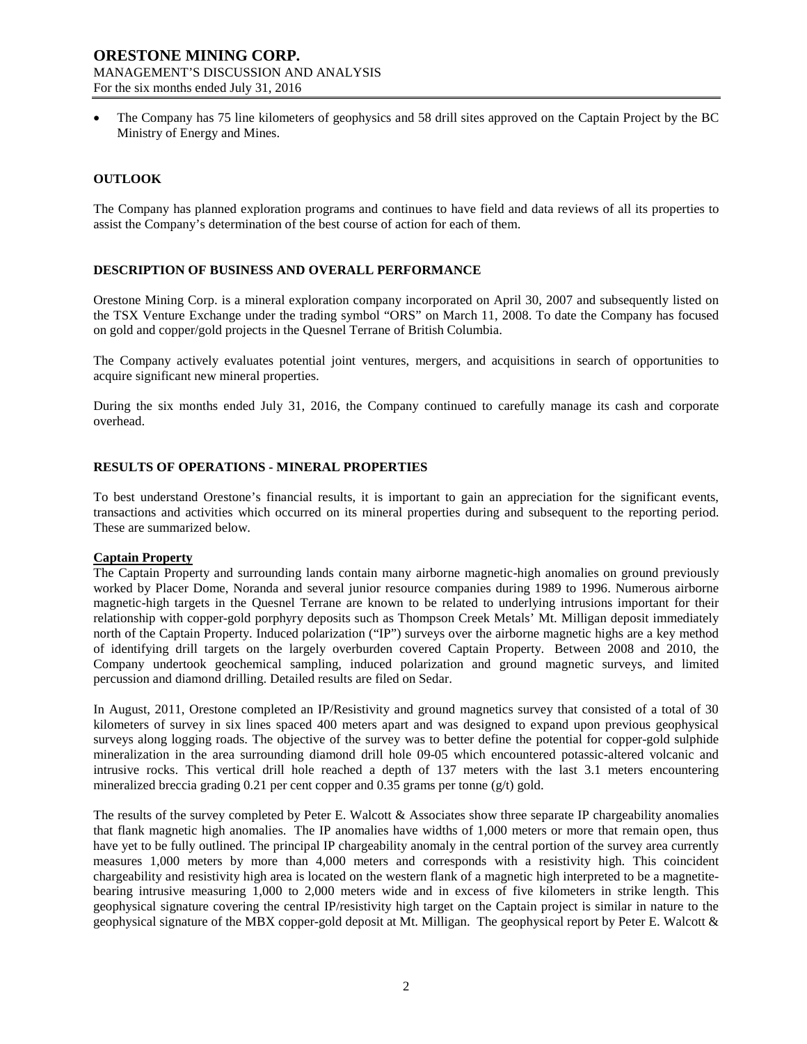- The Company has 75 line kilometers of geophysics and 58 drill sites approved on the Captain Project by the BC Ministry of Energy and Mines.

## OUTLOOK

The Company has planned exploration programs and continues to have field and data reviews of all its properties to assist the Company's determination of the best course of action for each of them.

## DESCRIPTION OF BUSINESS AND OVERALL PERFORMANCE

Orestone Mining Corp. is a mineral exploration company incorporated on April 30, 2007 and subsequently listed on the TSX Venture Exchange under the trading symbol "ORS" on March 11, 2008. To date the Company has focused on gold and copper/gold projects in the Quesnel Terrane of British Columbia.

The Company actively evaluates potential joint ventures, mergers, and acquisitions in search of opportunities to acquire significant new mineral properties.

During the six months ended July 31, 2016, the Company continued to carefully manage its cash and corporate overhead.

## RESULTS OF OPERATIONS - MINERAL PROPERTIES

To best understand Orestone's financial results, it is important to gain an appreciation for the significant events, transactions and activities which occurred on its mineral properties during and subsequent to the reporting period. These are summarized below.

### Captain Property

The Captain Property and surrounding lands contain many airborne magnetic-high anomalies on ground previously worked by Placer Dome, Noranda and several junior resource companies during 1989 to 1996. Numerous airborne magnetic-high targets in the Quesnel Terrane are known to be related to underlying intrusions important for their relationship with copper-gold porphyry deposits such as Thompson Creek Metals' Mt. Milligan deposit immediately north of the Captain Property. Induced polarization ("IP") surveys over the airborne magnetic highs are a key method of identifying drill targets on the largely overburden covered Captain Property. Between 2008 and 2010, the Company undertook geochemical sampling, induced polarization and ground magnetic surveys, and limited percussion and diamond drilling. Detailed results are filed on Sedar.

In August, 2011, Orestone completed an IP/Resistivity and ground magnetics survey that consisted of a total of 30 kilometers of survey in six lines spaced 400 meters apart and was designed to expand upon previous geophysical surveys along logging roads. The objective of the survey was to better define the potential for copper-gold sulphide mineralization in the area surrounding diamond drill hole 09-05 which encountered potassic-altered volcanic and intrusive rocks. This vertical drill hole reached a depth of 137 meters with the last 3.1 meters encountering mineralized breccia grading 0.21 per cent copper and 0.35 grams per tonne (g/t) gold.

The results of the survey completed by Peter E. Walcott & Associates show three separate IP chargeability anomalies that flank magnetic high anomalies. The IP anomalies have widths of 1,000 meters or more that remain open, thus have yet to be fully outlined. The principal IP chargeability anomaly in the central portion of the survey area currently measures 1,000 meters by more than 4,000 meters and corresponds with a resistivity high. This coincident chargeability and resistivity high area is located on the western flank of a magnetic high interpreted to be a magnetite-bearing intrusive measuring 1,000 to 2,000 meters wide and in excess of five kilometers in strike length. This geophysical signature covering the central IP/resistivity high target on the Captain project is similar in nature to the geophysical signature of the MBX copper-gold deposit at Mt. Milligan. The geophysical report by Peter E. Walcott &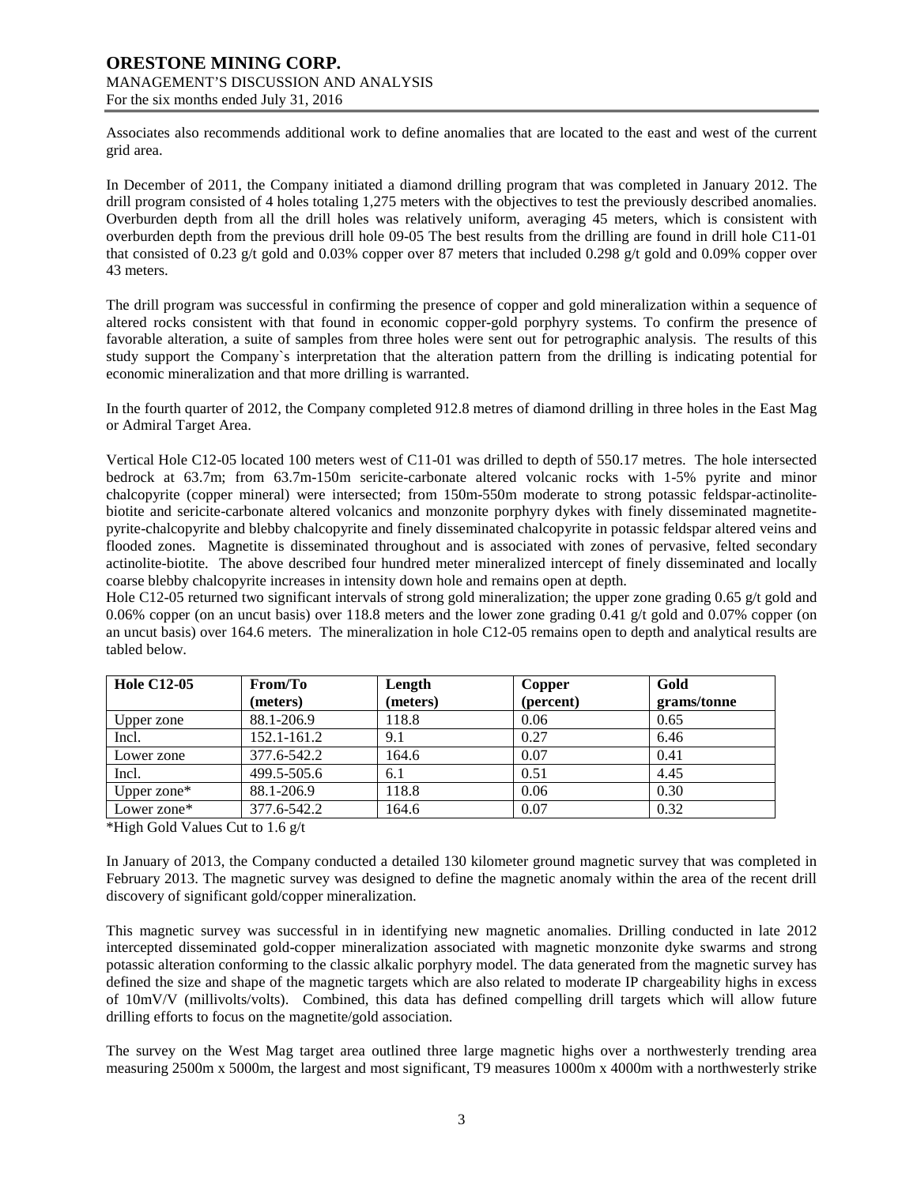Associates also recommends additional work to define anomalies that are located to the east and west of the current grid area.

In December of 2011, the Company initiated a diamond drilling program that was completed in January 2012. The drill program consisted of 4 holes totaling 1,275 meters with the objectives to test the previously described anomalies. Overburden depth from all the drill holes was relatively uniform, averaging 45 meters, which is consistent with overburden depth from the previous drill hole 09-05 The best results from the drilling are found in drill hole C11-01 that consisted of 0.23 g/t gold and 0.03% copper over 87 meters that included 0.298 g/t gold and 0.09% copper over 43 meters.

The drill program was successful in confirming the presence of copper and gold mineralization within a sequence of altered rocks consistent with that found in economic copper-gold porphyry systems. To confirm the presence of favorable alteration, a suite of samples from three holes were sent out for petrographic analysis. The results of this study support the Company`s interpretation that the alteration pattern from the drilling is indicating potential for economic mineralization and that more drilling is warranted.

In the fourth quarter of 2012, the Company completed 912.8 metres of diamond drilling in three holes in the East Mag or Admiral Target Area.

Vertical Hole C12-05 located 100 meters west of C11-01 was drilled to depth of 550.17 metres. The hole intersected bedrock at 63.7m; from 63.7m-150m sericite-carbonate altered volcanic rocks with 1-5% pyrite and minor chalcopyrite (copper mineral) were intersected; from 150m-550m moderate to strong potassic feldspar-actinolite-biotite and sericite-carbonate altered volcanics and monzonite porphyry dykes with finely disseminated magnetite-pyrite-chalcopyrite and blebby chalcopyrite and finely disseminated chalcopyrite in potassic feldspar altered veins and flooded zones. Magnetite is disseminated throughout and is associated with zones of pervasive, felted secondary actinolite-biotite. The above described four hundred meter mineralized intercept of finely disseminated and locally coarse blebby chalcopyrite increases in intensity down hole and remains open at depth.

Hole C12-05 returned two significant intervals of strong gold mineralization; the upper zone grading 0.65 g/t gold and 0.06% copper (on an uncut basis) over 118.8 meters and the lower zone grading 0.41 g/t gold and 0.07% copper (on an uncut basis) over 164.6 meters. The mineralization in hole C12-05 remains open to depth and analytical results are tabled below.

| Hole C12-05 | From/To (meters) | Length (meters) | Copper (percent) | Gold grams/tonne |
|---|---|---|---|---|
| Upper zone | 88.1-206.9 | 118.8 | 0.06 | 0.65 |
| Incl. | 152.1-161.2 | 9.1 | 0.27 | 6.46 |
| Lower zone | 377.6-542.2 | 164.6 | 0.07 | 0.41 |
| Incl. | 499.5-505.6 | 6.1 | 0.51 | 4.45 |
| Upper zone* | 88.1-206.9 | 118.8 | 0.06 | 0.30 |
| Lower zone* | 377.6-542.2 | 164.6 | 0.07 | 0.32 |

*High Gold Values Cut to 1.6 g/t

In January of 2013, the Company conducted a detailed 130 kilometer ground magnetic survey that was completed in February 2013. The magnetic survey was designed to define the magnetic anomaly within the area of the recent drill discovery of significant gold/copper mineralization.

This magnetic survey was successful in in identifying new magnetic anomalies. Drilling conducted in late 2012 intercepted disseminated gold-copper mineralization associated with magnetic monzonite dyke swarms and strong potassic alteration conforming to the classic alkalic porphyry model. The data generated from the magnetic survey has defined the size and shape of the magnetic targets which are also related to moderate IP chargeability highs in excess of 10mV/V (millivolts/volts). Combined, this data has defined compelling drill targets which will allow future drilling efforts to focus on the magnetite/gold association.

The survey on the West Mag target area outlined three large magnetic highs over a northwesterly trending area measuring 2500m x 5000m, the largest and most significant, T9 measures 1000m x 4000m with a northwesterly strike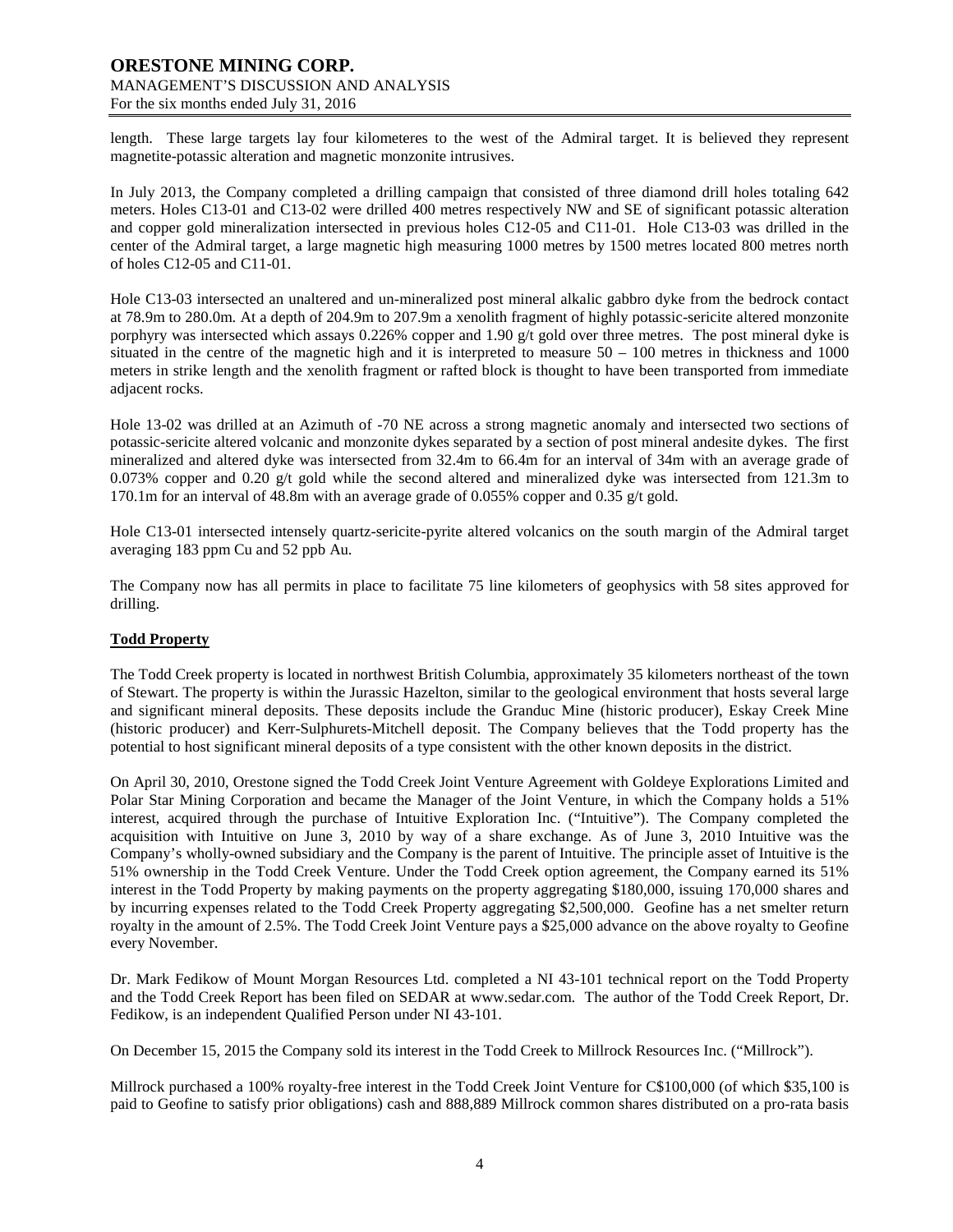length. These large targets lay four kilometeres to the west of the Admiral target. It is believed they represent magnetite-potassic alteration and magnetic monzonite intrusives.

In July 2013, the Company completed a drilling campaign that consisted of three diamond drill holes totaling 642 meters. Holes C13-01 and C13-02 were drilled 400 metres respectively NW and SE of significant potassic alteration and copper gold mineralization intersected in previous holes C12-05 and C11-01. Hole C13-03 was drilled in the center of the Admiral target, a large magnetic high measuring 1000 metres by 1500 metres located 800 metres north of holes C12-05 and C11-01.

Hole C13-03 intersected an unaltered and un-mineralized post mineral alkalic gabbro dyke from the bedrock contact at 78.9m to 280.0m. At a depth of 204.9m to 207.9m a xenolith fragment of highly potassic-sericite altered monzonite porphyry was intersected which assays 0.226% copper and 1.90 g/t gold over three metres. The post mineral dyke is situated in the centre of the magnetic high and it is interpreted to measure 50 – 100 metres in thickness and 1000 meters in strike length and the xenolith fragment or rafted block is thought to have been transported from immediate adjacent rocks.

Hole 13-02 was drilled at an Azimuth of -70 NE across a strong magnetic anomaly and intersected two sections of potassic-sericite altered volcanic and monzonite dykes separated by a section of post mineral andesite dykes. The first mineralized and altered dyke was intersected from 32.4m to 66.4m for an interval of 34m with an average grade of 0.073% copper and 0.20 g/t gold while the second altered and mineralized dyke was intersected from 121.3m to 170.1m for an interval of 48.8m with an average grade of 0.055% copper and 0.35 g/t gold.

Hole C13-01 intersected intensely quartz-sericite-pyrite altered volcanics on the south margin of the Admiral target averaging 183 ppm Cu and 52 ppb Au.

The Company now has all permits in place to facilitate 75 line kilometers of geophysics with 58 sites approved for drilling.

**Todd Property**

The Todd Creek property is located in northwest British Columbia, approximately 35 kilometers northeast of the town of Stewart. The property is within the Jurassic Hazelton, similar to the geological environment that hosts several large and significant mineral deposits. These deposits include the Granduc Mine (historic producer), Eskay Creek Mine (historic producer) and Kerr-Sulphurets-Mitchell deposit. The Company believes that the Todd property has the potential to host significant mineral deposits of a type consistent with the other known deposits in the district.

On April 30, 2010, Orestone signed the Todd Creek Joint Venture Agreement with Goldeye Explorations Limited and Polar Star Mining Corporation and became the Manager of the Joint Venture, in which the Company holds a 51% interest, acquired through the purchase of Intuitive Exploration Inc. ("Intuitive"). The Company completed the acquisition with Intuitive on June 3, 2010 by way of a share exchange. As of June 3, 2010 Intuitive was the Company's wholly-owned subsidiary and the Company is the parent of Intuitive. The principle asset of Intuitive is the 51% ownership in the Todd Creek Venture. Under the Todd Creek option agreement, the Company earned its 51% interest in the Todd Property by making payments on the property aggregating $180,000, issuing 170,000 shares and by incurring expenses related to the Todd Creek Property aggregating $2,500,000. Geofine has a net smelter return royalty in the amount of 2.5%. The Todd Creek Joint Venture pays a $25,000 advance on the above royalty to Geofine every November.

Dr. Mark Fedikow of Mount Morgan Resources Ltd. completed a NI 43-101 technical report on the Todd Property and the Todd Creek Report has been filed on SEDAR at www.sedar.com. The author of the Todd Creek Report, Dr. Fedikow, is an independent Qualified Person under NI 43-101.

On December 15, 2015 the Company sold its interest in the Todd Creek to Millrock Resources Inc. ("Millrock").

Millrock purchased a 100% royalty-free interest in the Todd Creek Joint Venture for C$100,000 (of which $35,100 is paid to Geofine to satisfy prior obligations) cash and 888,889 Millrock common shares distributed on a pro-rata basis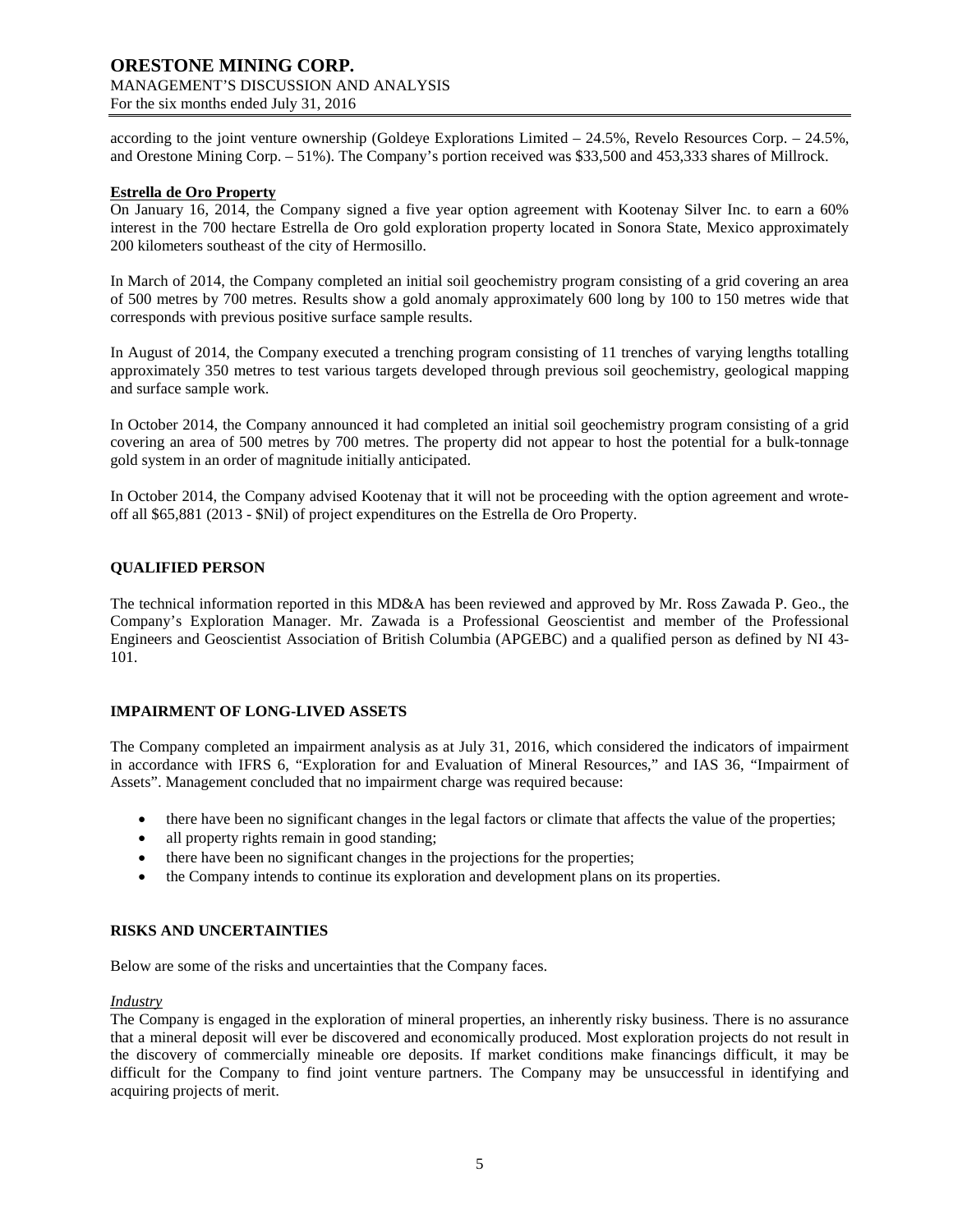according to the joint venture ownership (Goldeye Explorations Limited – 24.5%, Revelo Resources Corp. – 24.5%, and Orestone Mining Corp. – 51%). The Company's portion received was \$33,500 and 453,333 shares of Millrock.

**Estrella de Oro Property**

On January 16, 2014, the Company signed a five year option agreement with Kootenay Silver Inc. to earn a 60% interest in the 700 hectare Estrella de Oro gold exploration property located in Sonora State, Mexico approximately 200 kilometers southeast of the city of Hermosillo.

In March of 2014, the Company completed an initial soil geochemistry program consisting of a grid covering an area of 500 metres by 700 metres. Results show a gold anomaly approximately 600 long by 100 to 150 metres wide that corresponds with previous positive surface sample results.

In August of 2014, the Company executed a trenching program consisting of 11 trenches of varying lengths totalling approximately 350 metres to test various targets developed through previous soil geochemistry, geological mapping and surface sample work.

In October 2014, the Company announced it had completed an initial soil geochemistry program consisting of a grid covering an area of 500 metres by 700 metres. The property did not appear to host the potential for a bulk-tonnage gold system in an order of magnitude initially anticipated.

In October 2014, the Company advised Kootenay that it will not be proceeding with the option agreement and wrote-off all \$65,881 (2013 - \$Nil) of project expenditures on the Estrella de Oro Property.

## QUALIFIED PERSON

The technical information reported in this MD&A has been reviewed and approved by Mr. Ross Zawada P. Geo., the Company's Exploration Manager. Mr. Zawada is a Professional Geoscientist and member of the Professional Engineers and Geoscientist Association of British Columbia (APGEBC) and a qualified person as defined by NI 43-101.

## IMPAIRMENT OF LONG-LIVED ASSETS

The Company completed an impairment analysis as at July 31, 2016, which considered the indicators of impairment in accordance with IFRS 6, "Exploration for and Evaluation of Mineral Resources," and IAS 36, "Impairment of Assets". Management concluded that no impairment charge was required because:

- there have been no significant changes in the legal factors or climate that affects the value of the properties;
- all property rights remain in good standing;
- there have been no significant changes in the projections for the properties;
- the Company intends to continue its exploration and development plans on its properties.

## RISKS AND UNCERTAINTIES

Below are some of the risks and uncertainties that the Company faces.

*Industry*

The Company is engaged in the exploration of mineral properties, an inherently risky business. There is no assurance that a mineral deposit will ever be discovered and economically produced. Most exploration projects do not result in the discovery of commercially mineable ore deposits. If market conditions make financings difficult, it may be difficult for the Company to find joint venture partners. The Company may be unsuccessful in identifying and acquiring projects of merit.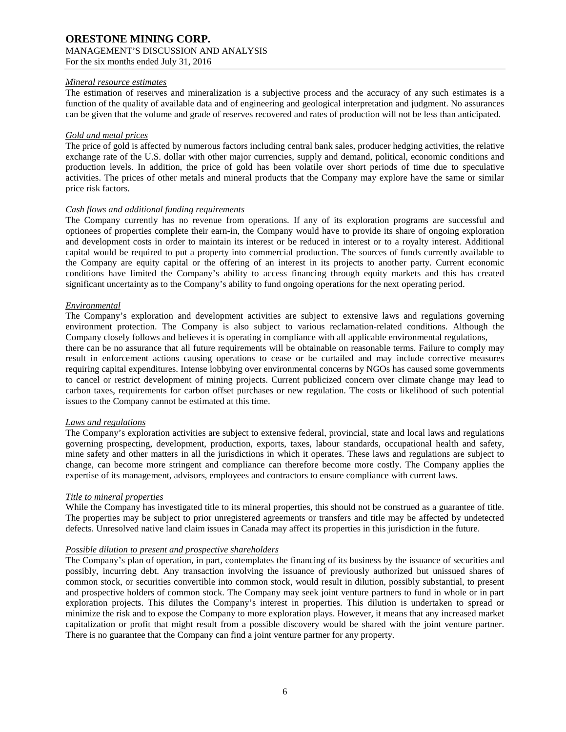#### *Mineral resource estimates*

The estimation of reserves and mineralization is a subjective process and the accuracy of any such estimates is a function of the quality of available data and of engineering and geological interpretation and judgment. No assurances can be given that the volume and grade of reserves recovered and rates of production will not be less than anticipated.

#### *Gold and metal prices*

The price of gold is affected by numerous factors including central bank sales, producer hedging activities, the relative exchange rate of the U.S. dollar with other major currencies, supply and demand, political, economic conditions and production levels. In addition, the price of gold has been volatile over short periods of time due to speculative activities. The prices of other metals and mineral products that the Company may explore have the same or similar price risk factors.

#### *Cash flows and additional funding requirements*

The Company currently has no revenue from operations. If any of its exploration programs are successful and optionees of properties complete their earn-in, the Company would have to provide its share of ongoing exploration and development costs in order to maintain its interest or be reduced in interest or to a royalty interest. Additional capital would be required to put a property into commercial production. The sources of funds currently available to the Company are equity capital or the offering of an interest in its projects to another party. Current economic conditions have limited the Company's ability to access financing through equity markets and this has created significant uncertainty as to the Company's ability to fund ongoing operations for the next operating period.

#### *Environmental*

The Company's exploration and development activities are subject to extensive laws and regulations governing environment protection. The Company is also subject to various reclamation-related conditions. Although the Company closely follows and believes it is operating in compliance with all applicable environmental regulations, there can be no assurance that all future requirements will be obtainable on reasonable terms. Failure to comply may result in enforcement actions causing operations to cease or be curtailed and may include corrective measures requiring capital expenditures. Intense lobbying over environmental concerns by NGOs has caused some governments to cancel or restrict development of mining projects. Current publicized concern over climate change may lead to carbon taxes, requirements for carbon offset purchases or new regulation. The costs or likelihood of such potential issues to the Company cannot be estimated at this time.

#### *Laws and regulations*

The Company's exploration activities are subject to extensive federal, provincial, state and local laws and regulations governing prospecting, development, production, exports, taxes, labour standards, occupational health and safety, mine safety and other matters in all the jurisdictions in which it operates. These laws and regulations are subject to change, can become more stringent and compliance can therefore become more costly. The Company applies the expertise of its management, advisors, employees and contractors to ensure compliance with current laws.

#### *Title to mineral properties*

While the Company has investigated title to its mineral properties, this should not be construed as a guarantee of title. The properties may be subject to prior unregistered agreements or transfers and title may be affected by undetected defects. Unresolved native land claim issues in Canada may affect its properties in this jurisdiction in the future.

#### *Possible dilution to present and prospective shareholders*

The Company's plan of operation, in part, contemplates the financing of its business by the issuance of securities and possibly, incurring debt. Any transaction involving the issuance of previously authorized but unissued shares of common stock, or securities convertible into common stock, would result in dilution, possibly substantial, to present and prospective holders of common stock. The Company may seek joint venture partners to fund in whole or in part exploration projects. This dilutes the Company's interest in properties. This dilution is undertaken to spread or minimize the risk and to expose the Company to more exploration plays. However, it means that any increased market capitalization or profit that might result from a possible discovery would be shared with the joint venture partner. There is no guarantee that the Company can find a joint venture partner for any property.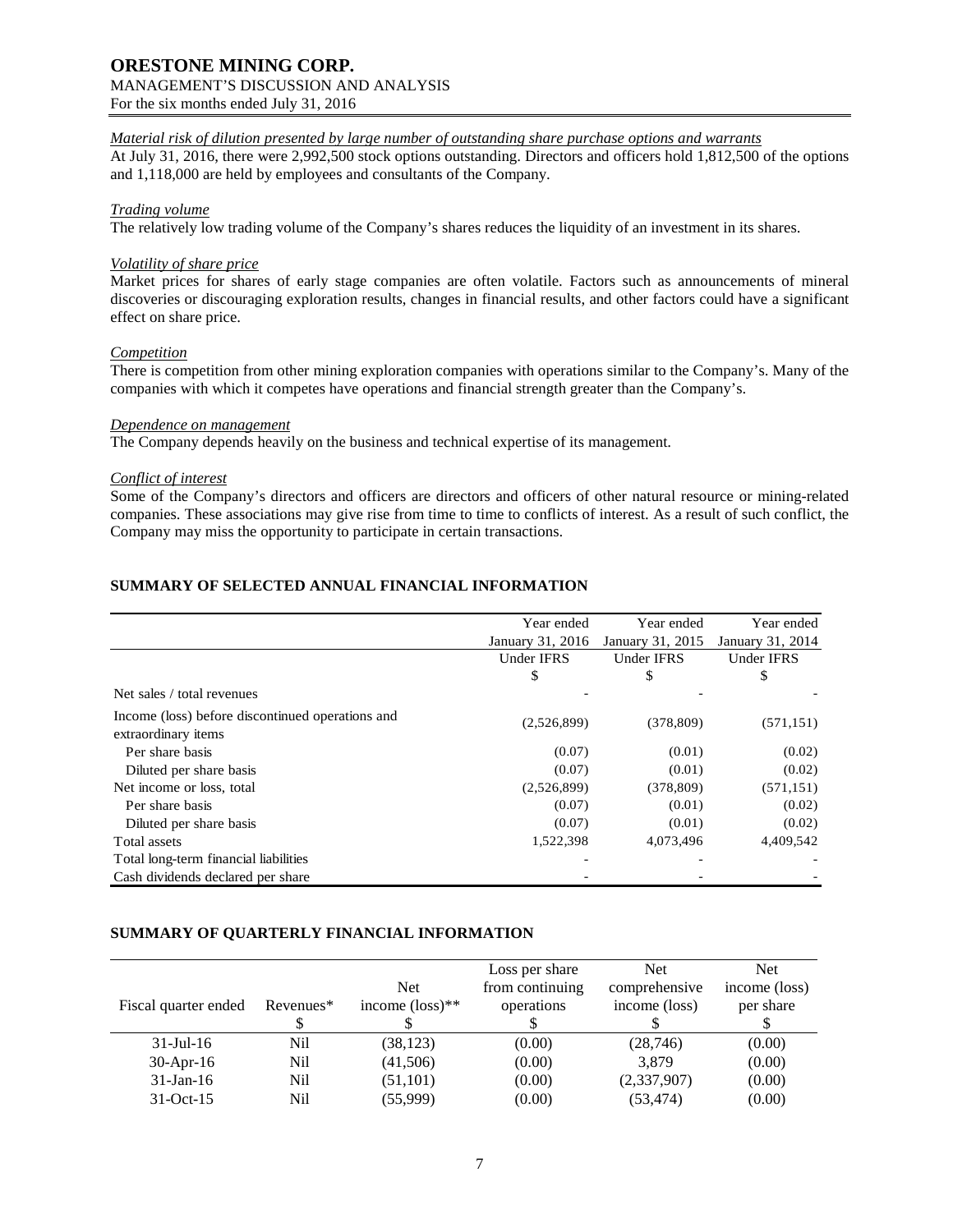*Material risk of dilution presented by large number of outstanding share purchase options and warrants*

At July 31, 2016, there were 2,992,500 stock options outstanding. Directors and officers hold 1,812,500 of the options and 1,118,000 are held by employees and consultants of the Company.

*Trading volume*

The relatively low trading volume of the Company's shares reduces the liquidity of an investment in its shares.

*Volatility of share price*

Market prices for shares of early stage companies are often volatile. Factors such as announcements of mineral discoveries or discouraging exploration results, changes in financial results, and other factors could have a significant effect on share price.

*Competition*

There is competition from other mining exploration companies with operations similar to the Company's. Many of the companies with which it competes have operations and financial strength greater than the Company's.

*Dependence on management*

The Company depends heavily on the business and technical expertise of its management.

*Conflict of interest*

Some of the Company's directors and officers are directors and officers of other natural resource or mining-related companies. These associations may give rise from time to time to conflicts of interest. As a result of such conflict, the Company may miss the opportunity to participate in certain transactions.

## SUMMARY OF SELECTED ANNUAL FINANCIAL INFORMATION

| | Year ended January 31, 2016 | Year ended January 31, 2015 | Year ended January 31, 2014 |
|---|---|---|---|
| | Under IFRS | Under IFRS | Under IFRS |
| | $ | $ | $ |
| Net sales / total revenues | - | - | - |
| Income (loss) before discontinued operations and extraordinary items | (2,526,899) | (378,809) | (571,151) |
| Per share basis | (0.07) | (0.01) | (0.02) |
| Diluted per share basis | (0.07) | (0.01) | (0.02) |
| Net income or loss, total | (2,526,899) | (378,809) | (571,151) |
| Per share basis | (0.07) | (0.01) | (0.02) |
| Diluted per share basis | (0.07) | (0.01) | (0.02) |
| Total assets | 1,522,398 | 4,073,496 | 4,409,542 |
| Total long-term financial liabilities | - | - | - |
| Cash dividends declared per share | - | - | - |

## SUMMARY OF QUARTERLY FINANCIAL INFORMATION

| Fiscal quarter ended | Revenues* | Net income (loss)** | Loss per share from continuing operations | Net comprehensive income (loss) | Net income (loss) per share |
|---|---|---|---|---|---|
| | $ | $ | $ | $ | $ |
| 31-Jul-16 | Nil | (38,123) | (0.00) | (28,746) | (0.00) |
| 30-Apr-16 | Nil | (41,506) | (0.00) | 3,879 | (0.00) |
| 31-Jan-16 | Nil | (51,101) | (0.00) | (2,337,907) | (0.00) |
| 31-Oct-15 | Nil | (55,999) | (0.00) | (53,474) | (0.00) |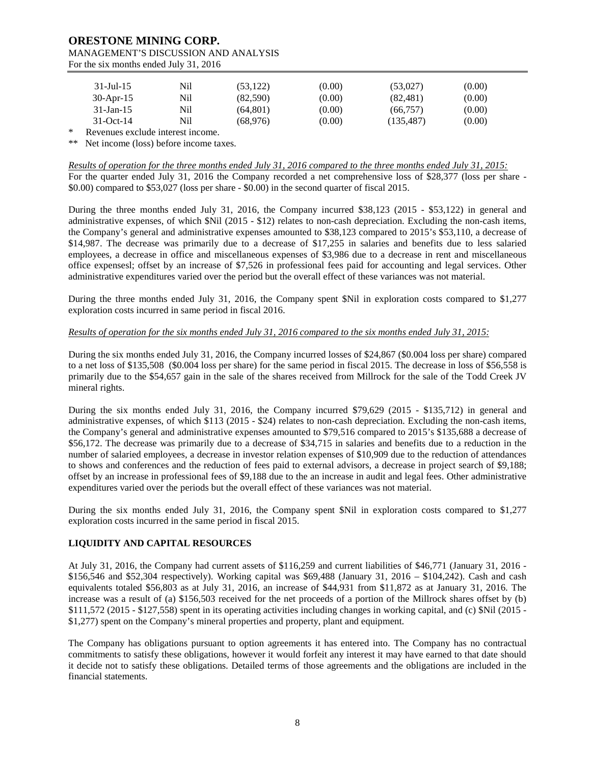| 31-Jul-15 | Nil | (53,122) | (0.00) | (53,027) | (0.00) |
|---|---|---|---|---|---|
| 30-Apr-15 | Nil | (82,590) | (0.00) | (82,481) | (0.00) |
| 31-Jan-15 | Nil | (64,801) | (0.00) | (66,757) | (0.00) |
| 31-Oct-14 | Nil | (68,976) | (0.00) | (135,487) | (0.00) |

\* Revenues exclude interest income.

\*\* Net income (loss) before income taxes.

*Results of operation for the three months ended July 31, 2016 compared to the three months ended July 31, 2015:*

For the quarter ended July 31, 2016 the Company recorded a net comprehensive loss of $28,377 (loss per share - $0.00) compared to $53,027 (loss per share - $0.00) in the second quarter of fiscal 2015.

During the three months ended July 31, 2016, the Company incurred $38,123 (2015 - $53,122) in general and administrative expenses, of which $Nil (2015 - $12) relates to non-cash depreciation. Excluding the non-cash items, the Company's general and administrative expenses amounted to $38,123 compared to 2015's $53,110, a decrease of $14,987. The decrease was primarily due to a decrease of $17,255 in salaries and benefits due to less salaried employees, a decrease in office and miscellaneous expenses of $3,986 due to a decrease in rent and miscellaneous office expensesl; offset by an increase of $7,526 in professional fees paid for accounting and legal services. Other administrative expenditures varied over the period but the overall effect of these variances was not material.

During the three months ended July 31, 2016, the Company spent $Nil in exploration costs compared to $1,277 exploration costs incurred in same period in fiscal 2016.

*Results of operation for the six months ended July 31, 2016 compared to the six months ended July 31, 2015:*

During the six months ended July 31, 2016, the Company incurred losses of $24,867 ($0.004 loss per share) compared to a net loss of $135,508 ($0.004 loss per share) for the same period in fiscal 2015. The decrease in loss of $56,558 is primarily due to the $54,657 gain in the sale of the shares received from Millrock for the sale of the Todd Creek JV mineral rights.

During the six months ended July 31, 2016, the Company incurred $79,629 (2015 - $135,712) in general and administrative expenses, of which $113 (2015 - $24) relates to non-cash depreciation. Excluding the non-cash items, the Company's general and administrative expenses amounted to $79,516 compared to 2015's $135,688 a decrease of $56,172. The decrease was primarily due to a decrease of $34,715 in salaries and benefits due to a reduction in the number of salaried employees, a decrease in investor relation expenses of $10,909 due to the reduction of attendances to shows and conferences and the reduction of fees paid to external advisors, a decrease in project search of $9,188; offset by an increase in professional fees of $9,188 due to the an increase in audit and legal fees. Other administrative expenditures varied over the periods but the overall effect of these variances was not material.

During the six months ended July 31, 2016, the Company spent $Nil in exploration costs compared to $1,277 exploration costs incurred in the same period in fiscal 2015.

## LIQUIDITY AND CAPITAL RESOURCES

At July 31, 2016, the Company had current assets of $116,259 and current liabilities of $46,771 (January 31, 2016 - $156,546 and $52,304 respectively). Working capital was $69,488 (January 31, 2016 – $104,242). Cash and cash equivalents totaled $56,803 as at July 31, 2016, an increase of $44,931 from $11,872 as at January 31, 2016. The increase was a result of (a) $156,503 received for the net proceeds of a portion of the Millrock shares offset by (b) $111,572 (2015 - $127,558) spent in its operating activities including changes in working capital, and (c) $Nil (2015 - $1,277) spent on the Company's mineral properties and property, plant and equipment.

The Company has obligations pursuant to option agreements it has entered into. The Company has no contractual commitments to satisfy these obligations, however it would forfeit any interest it may have earned to that date should it decide not to satisfy these obligations. Detailed terms of those agreements and the obligations are included in the financial statements.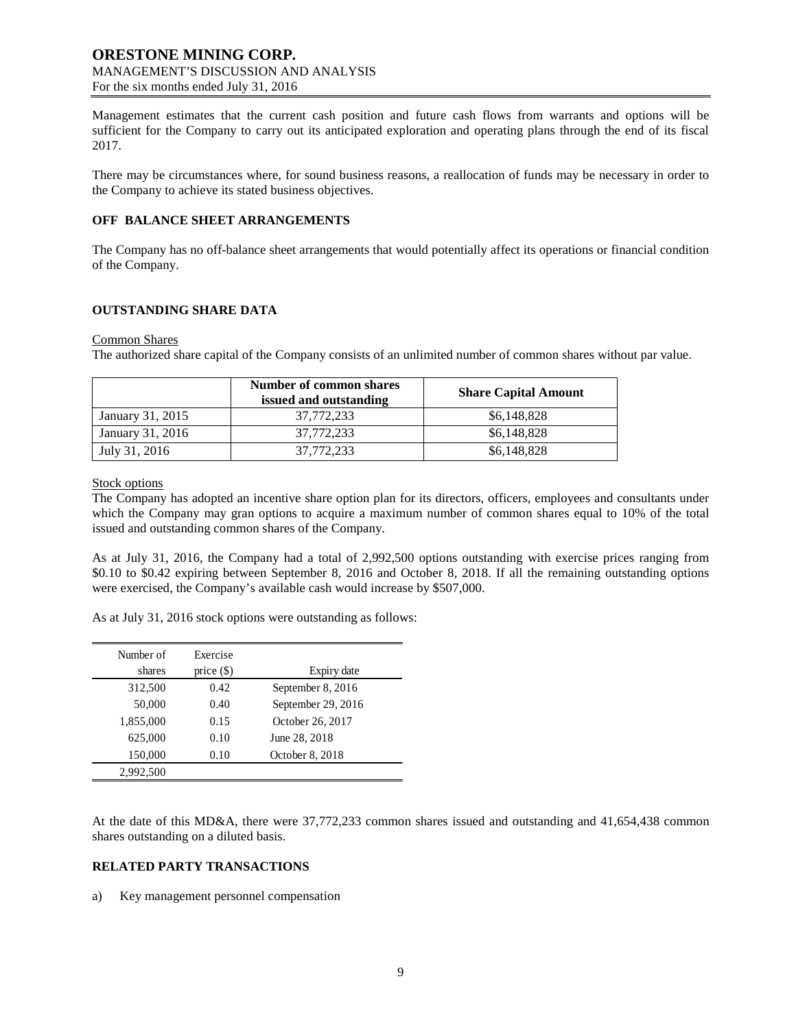Management estimates that the current cash position and future cash flows from warrants and options will be sufficient for the Company to carry out its anticipated exploration and operating plans through the end of its fiscal 2017.

There may be circumstances where, for sound business reasons, a reallocation of funds may be necessary in order to the Company to achieve its stated business objectives.

## OFF BALANCE SHEET ARRANGEMENTS

The Company has no off-balance sheet arrangements that would potentially affect its operations or financial condition of the Company.

## OUTSTANDING SHARE DATA

Common Shares

The authorized share capital of the Company consists of an unlimited number of common shares without par value.

| | Number of common shares issued and outstanding | Share Capital Amount |
|---|---|---|
| January 31, 2015 | 37,772,233 | \$6,148,828 |
| January 31, 2016 | 37,772,233 | \$6,148,828 |
| July 31, 2016 | 37,772,233 | \$6,148,828 |

Stock options

The Company has adopted an incentive share option plan for its directors, officers, employees and consultants under which the Company may gran options to acquire a maximum number of common shares equal to 10% of the total issued and outstanding common shares of the Company.

As at July 31, 2016, the Company had a total of 2,992,500 options outstanding with exercise prices ranging from \$0.10 to \$0.42 expiring between September 8, 2016 and October 8, 2018. If all the remaining outstanding options were exercised, the Company's available cash would increase by \$507,000.

As at July 31, 2016 stock options were outstanding as follows:

| Number of shares | Exercise price (\$) | Expiry date |
|---|---|---|
| 312,500 | 0.42 | September 8, 2016 |
| 50,000 | 0.40 | September 29, 2016 |
| 1,855,000 | 0.15 | October 26, 2017 |
| 625,000 | 0.10 | June 28, 2018 |
| 150,000 | 0.10 | October 8, 2018 |
| 2,992,500 | | |

At the date of this MD&A, there were 37,772,233 common shares issued and outstanding and 41,654,438 common shares outstanding on a diluted basis.

## RELATED PARTY TRANSACTIONS

a) Key management personnel compensation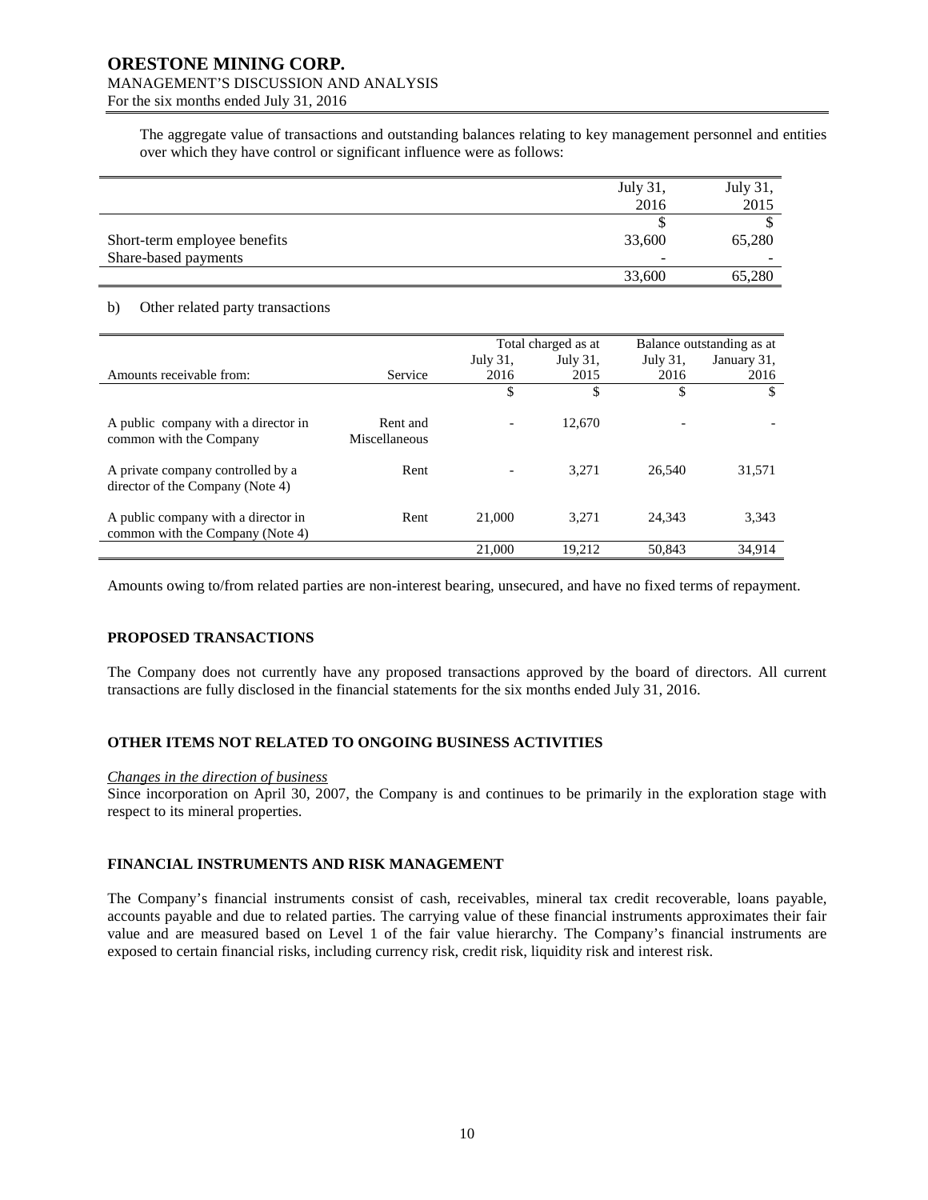The aggregate value of transactions and outstanding balances relating to key management personnel and entities over which they have control or significant influence were as follows:

| | July 31, 2016 | July 31, 2015 |
|---|---|---|
| | $ | $ |
| Short-term employee benefits | 33,600 | 65,280 |
| Share-based payments | - | - |
| | 33,600 | 65,280 |

b) Other related party transactions

| | | Total charged as at | | Balance outstanding as at | |
|---|---|---|---|---|---|
| Amounts receivable from: | Service | July 31, 2016 | July 31, 2015 | July 31, 2016 | January 31, 2016 |
| | | $ | $ | $ | $ |
| A public company with a director in common with the Company | Rent and Miscellaneous | - | 12,670 | - | - |
| A private company controlled by a director of the Company (Note 4) | Rent | - | 3,271 | 26,540 | 31,571 |
| A public company with a director in common with the Company (Note 4) | Rent | 21,000 | 3,271 | 24,343 | 3,343 |
| | | 21,000 | 19,212 | 50,843 | 34,914 |

Amounts owing to/from related parties are non-interest bearing, unsecured, and have no fixed terms of repayment.

## PROPOSED TRANSACTIONS

The Company does not currently have any proposed transactions approved by the board of directors. All current transactions are fully disclosed in the financial statements for the six months ended July 31, 2016.

## OTHER ITEMS NOT RELATED TO ONGOING BUSINESS ACTIVITIES

*Changes in the direction of business*

Since incorporation on April 30, 2007, the Company is and continues to be primarily in the exploration stage with respect to its mineral properties.

## FINANCIAL INSTRUMENTS AND RISK MANAGEMENT

The Company's financial instruments consist of cash, receivables, mineral tax credit recoverable, loans payable, accounts payable and due to related parties. The carrying value of these financial instruments approximates their fair value and are measured based on Level 1 of the fair value hierarchy. The Company's financial instruments are exposed to certain financial risks, including currency risk, credit risk, liquidity risk and interest risk.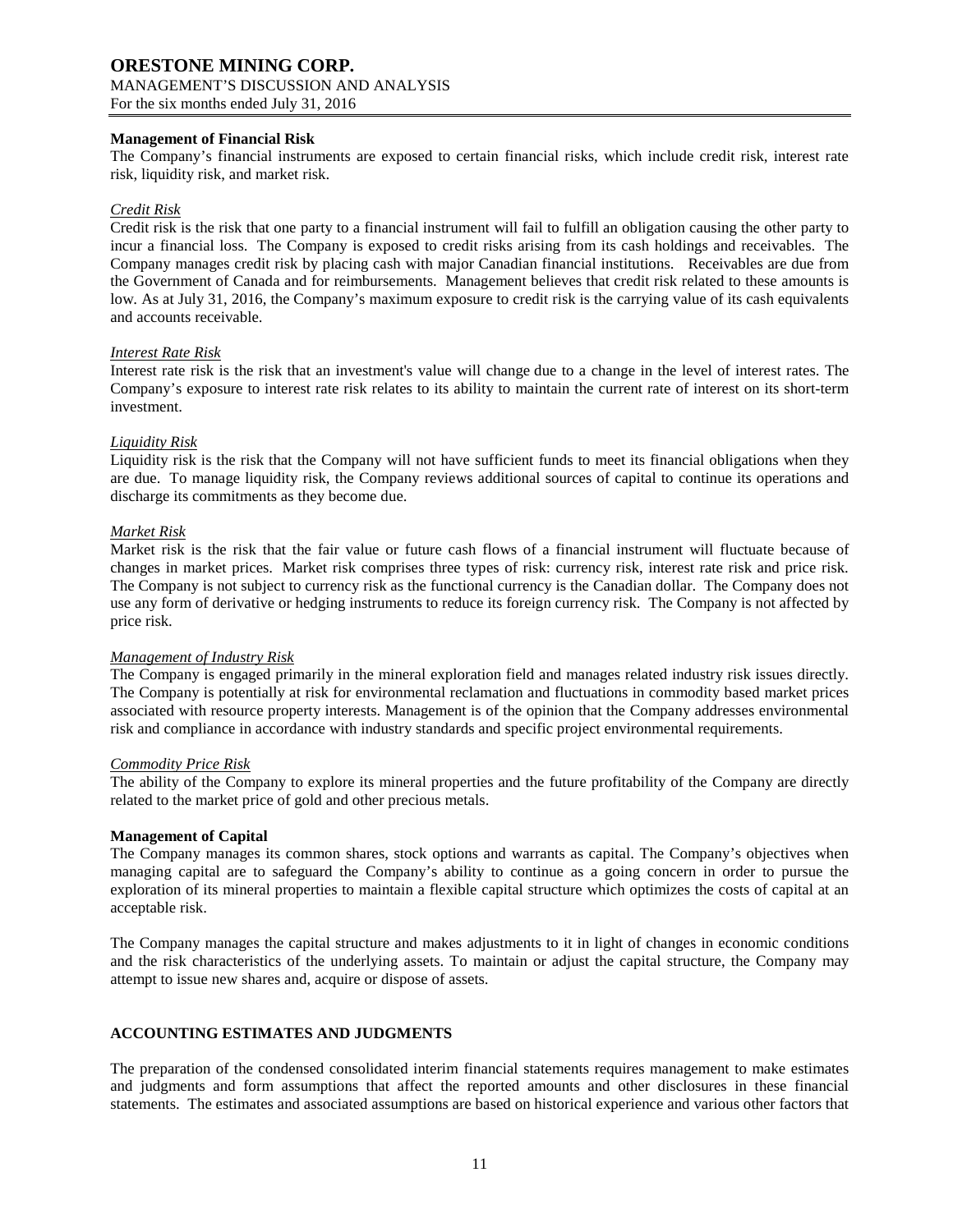**Management of Financial Risk**

The Company's financial instruments are exposed to certain financial risks, which include credit risk, interest rate risk, liquidity risk, and market risk.

*Credit Risk*

Credit risk is the risk that one party to a financial instrument will fail to fulfill an obligation causing the other party to incur a financial loss. The Company is exposed to credit risks arising from its cash holdings and receivables. The Company manages credit risk by placing cash with major Canadian financial institutions. Receivables are due from the Government of Canada and for reimbursements. Management believes that credit risk related to these amounts is low. As at July 31, 2016, the Company's maximum exposure to credit risk is the carrying value of its cash equivalents and accounts receivable.

*Interest Rate Risk*

Interest rate risk is the risk that an investment's value will change due to a change in the level of interest rates. The Company's exposure to interest rate risk relates to its ability to maintain the current rate of interest on its short-term investment.

*Liquidity Risk*

Liquidity risk is the risk that the Company will not have sufficient funds to meet its financial obligations when they are due. To manage liquidity risk, the Company reviews additional sources of capital to continue its operations and discharge its commitments as they become due.

*Market Risk*

Market risk is the risk that the fair value or future cash flows of a financial instrument will fluctuate because of changes in market prices. Market risk comprises three types of risk: currency risk, interest rate risk and price risk. The Company is not subject to currency risk as the functional currency is the Canadian dollar. The Company does not use any form of derivative or hedging instruments to reduce its foreign currency risk. The Company is not affected by price risk.

*Management of Industry Risk*

The Company is engaged primarily in the mineral exploration field and manages related industry risk issues directly. The Company is potentially at risk for environmental reclamation and fluctuations in commodity based market prices associated with resource property interests. Management is of the opinion that the Company addresses environmental risk and compliance in accordance with industry standards and specific project environmental requirements.

*Commodity Price Risk*

The ability of the Company to explore its mineral properties and the future profitability of the Company are directly related to the market price of gold and other precious metals.

**Management of Capital**

The Company manages its common shares, stock options and warrants as capital. The Company's objectives when managing capital are to safeguard the Company's ability to continue as a going concern in order to pursue the exploration of its mineral properties to maintain a flexible capital structure which optimizes the costs of capital at an acceptable risk.

The Company manages the capital structure and makes adjustments to it in light of changes in economic conditions and the risk characteristics of the underlying assets. To maintain or adjust the capital structure, the Company may attempt to issue new shares and, acquire or dispose of assets.

## ACCOUNTING ESTIMATES AND JUDGMENTS

The preparation of the condensed consolidated interim financial statements requires management to make estimates and judgments and form assumptions that affect the reported amounts and other disclosures in these financial statements. The estimates and associated assumptions are based on historical experience and various other factors that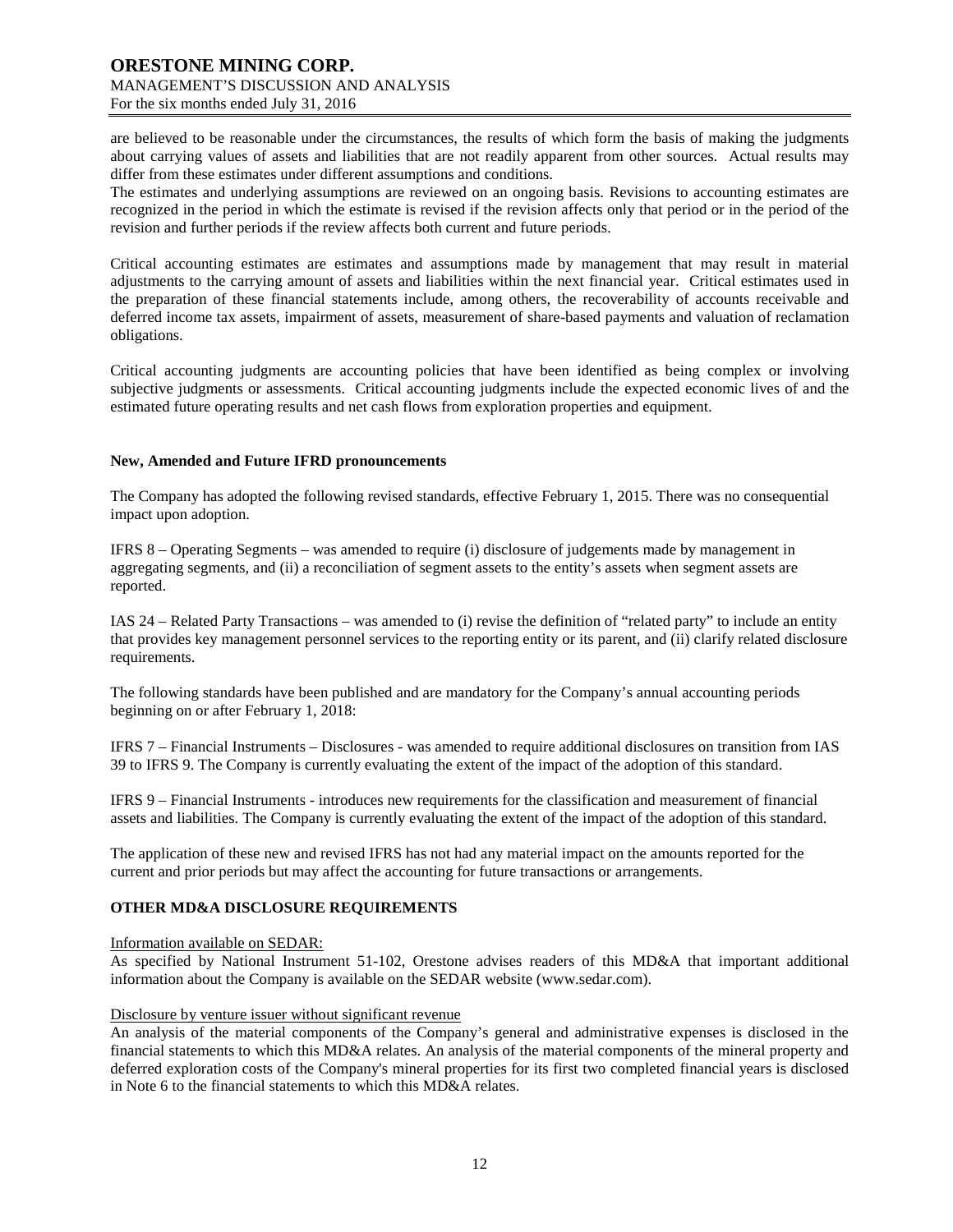are believed to be reasonable under the circumstances, the results of which form the basis of making the judgments about carrying values of assets and liabilities that are not readily apparent from other sources. Actual results may differ from these estimates under different assumptions and conditions.

The estimates and underlying assumptions are reviewed on an ongoing basis. Revisions to accounting estimates are recognized in the period in which the estimate is revised if the revision affects only that period or in the period of the revision and further periods if the review affects both current and future periods.

Critical accounting estimates are estimates and assumptions made by management that may result in material adjustments to the carrying amount of assets and liabilities within the next financial year. Critical estimates used in the preparation of these financial statements include, among others, the recoverability of accounts receivable and deferred income tax assets, impairment of assets, measurement of share-based payments and valuation of reclamation obligations.

Critical accounting judgments are accounting policies that have been identified as being complex or involving subjective judgments or assessments. Critical accounting judgments include the expected economic lives of and the estimated future operating results and net cash flows from exploration properties and equipment.

**New, Amended and Future IFRD pronouncements**

The Company has adopted the following revised standards, effective February 1, 2015. There was no consequential impact upon adoption.

IFRS 8 – Operating Segments – was amended to require (i) disclosure of judgements made by management in aggregating segments, and (ii) a reconciliation of segment assets to the entity's assets when segment assets are reported.

IAS 24 – Related Party Transactions – was amended to (i) revise the definition of "related party" to include an entity that provides key management personnel services to the reporting entity or its parent, and (ii) clarify related disclosure requirements.

The following standards have been published and are mandatory for the Company's annual accounting periods beginning on or after February 1, 2018:

IFRS 7 – Financial Instruments – Disclosures - was amended to require additional disclosures on transition from IAS 39 to IFRS 9. The Company is currently evaluating the extent of the impact of the adoption of this standard.

IFRS 9 – Financial Instruments - introduces new requirements for the classification and measurement of financial assets and liabilities. The Company is currently evaluating the extent of the impact of the adoption of this standard.

The application of these new and revised IFRS has not had any material impact on the amounts reported for the current and prior periods but may affect the accounting for future transactions or arrangements.

## OTHER MD&A DISCLOSURE REQUIREMENTS

Information available on SEDAR:

As specified by National Instrument 51-102, Orestone advises readers of this MD&A that important additional information about the Company is available on the SEDAR website (www.sedar.com).

Disclosure by venture issuer without significant revenue

An analysis of the material components of the Company's general and administrative expenses is disclosed in the financial statements to which this MD&A relates. An analysis of the material components of the mineral property and deferred exploration costs of the Company's mineral properties for its first two completed financial years is disclosed in Note 6 to the financial statements to which this MD&A relates.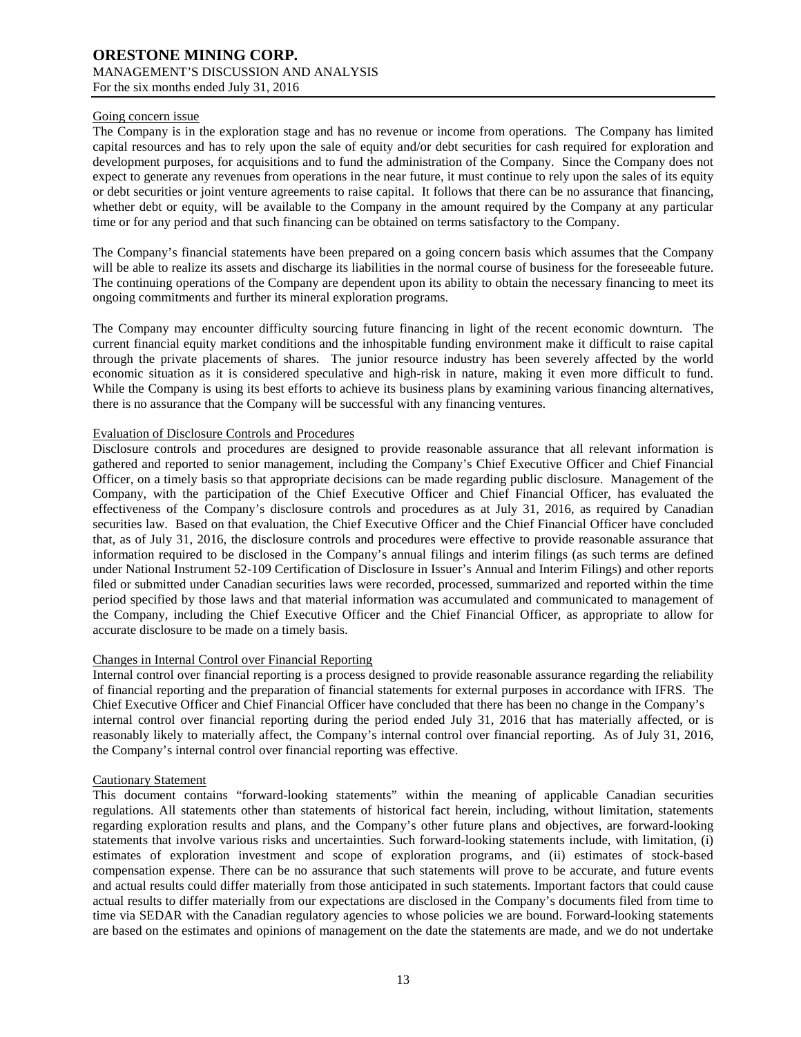#### Going concern issue

The Company is in the exploration stage and has no revenue or income from operations. The Company has limited capital resources and has to rely upon the sale of equity and/or debt securities for cash required for exploration and development purposes, for acquisitions and to fund the administration of the Company. Since the Company does not expect to generate any revenues from operations in the near future, it must continue to rely upon the sales of its equity or debt securities or joint venture agreements to raise capital. It follows that there can be no assurance that financing, whether debt or equity, will be available to the Company in the amount required by the Company at any particular time or for any period and that such financing can be obtained on terms satisfactory to the Company.

The Company's financial statements have been prepared on a going concern basis which assumes that the Company will be able to realize its assets and discharge its liabilities in the normal course of business for the foreseeable future. The continuing operations of the Company are dependent upon its ability to obtain the necessary financing to meet its ongoing commitments and further its mineral exploration programs.

The Company may encounter difficulty sourcing future financing in light of the recent economic downturn. The current financial equity market conditions and the inhospitable funding environment make it difficult to raise capital through the private placements of shares. The junior resource industry has been severely affected by the world economic situation as it is considered speculative and high-risk in nature, making it even more difficult to fund. While the Company is using its best efforts to achieve its business plans by examining various financing alternatives, there is no assurance that the Company will be successful with any financing ventures.

#### Evaluation of Disclosure Controls and Procedures

Disclosure controls and procedures are designed to provide reasonable assurance that all relevant information is gathered and reported to senior management, including the Company's Chief Executive Officer and Chief Financial Officer, on a timely basis so that appropriate decisions can be made regarding public disclosure. Management of the Company, with the participation of the Chief Executive Officer and Chief Financial Officer, has evaluated the effectiveness of the Company's disclosure controls and procedures as at July 31, 2016, as required by Canadian securities law. Based on that evaluation, the Chief Executive Officer and the Chief Financial Officer have concluded that, as of July 31, 2016, the disclosure controls and procedures were effective to provide reasonable assurance that information required to be disclosed in the Company's annual filings and interim filings (as such terms are defined under National Instrument 52-109 Certification of Disclosure in Issuer's Annual and Interim Filings) and other reports filed or submitted under Canadian securities laws were recorded, processed, summarized and reported within the time period specified by those laws and that material information was accumulated and communicated to management of the Company, including the Chief Executive Officer and the Chief Financial Officer, as appropriate to allow for accurate disclosure to be made on a timely basis.

#### Changes in Internal Control over Financial Reporting

Internal control over financial reporting is a process designed to provide reasonable assurance regarding the reliability of financial reporting and the preparation of financial statements for external purposes in accordance with IFRS. The Chief Executive Officer and Chief Financial Officer have concluded that there has been no change in the Company's internal control over financial reporting during the period ended July 31, 2016 that has materially affected, or is reasonably likely to materially affect, the Company's internal control over financial reporting. As of July 31, 2016, the Company's internal control over financial reporting was effective.

#### Cautionary Statement

This document contains "forward-looking statements" within the meaning of applicable Canadian securities regulations. All statements other than statements of historical fact herein, including, without limitation, statements regarding exploration results and plans, and the Company's other future plans and objectives, are forward-looking statements that involve various risks and uncertainties. Such forward-looking statements include, with limitation, (i) estimates of exploration investment and scope of exploration programs, and (ii) estimates of stock-based compensation expense. There can be no assurance that such statements will prove to be accurate, and future events and actual results could differ materially from those anticipated in such statements. Important factors that could cause actual results to differ materially from our expectations are disclosed in the Company's documents filed from time to time via SEDAR with the Canadian regulatory agencies to whose policies we are bound. Forward-looking statements are based on the estimates and opinions of management on the date the statements are made, and we do not undertake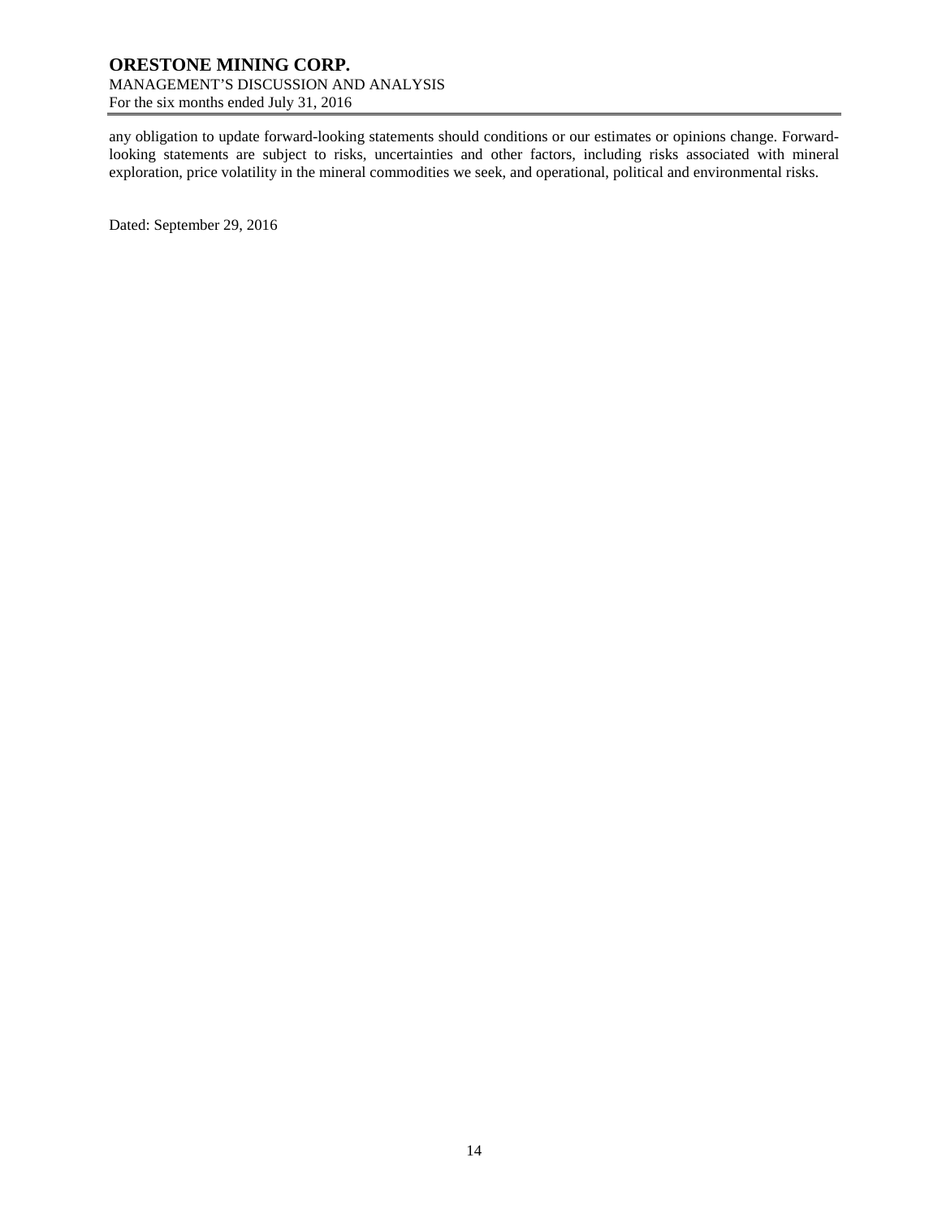any obligation to update forward-looking statements should conditions or our estimates or opinions change. Forward-looking statements are subject to risks, uncertainties and other factors, including risks associated with mineral exploration, price volatility in the mineral commodities we seek, and operational, political and environmental risks.

Dated: September 29, 2016